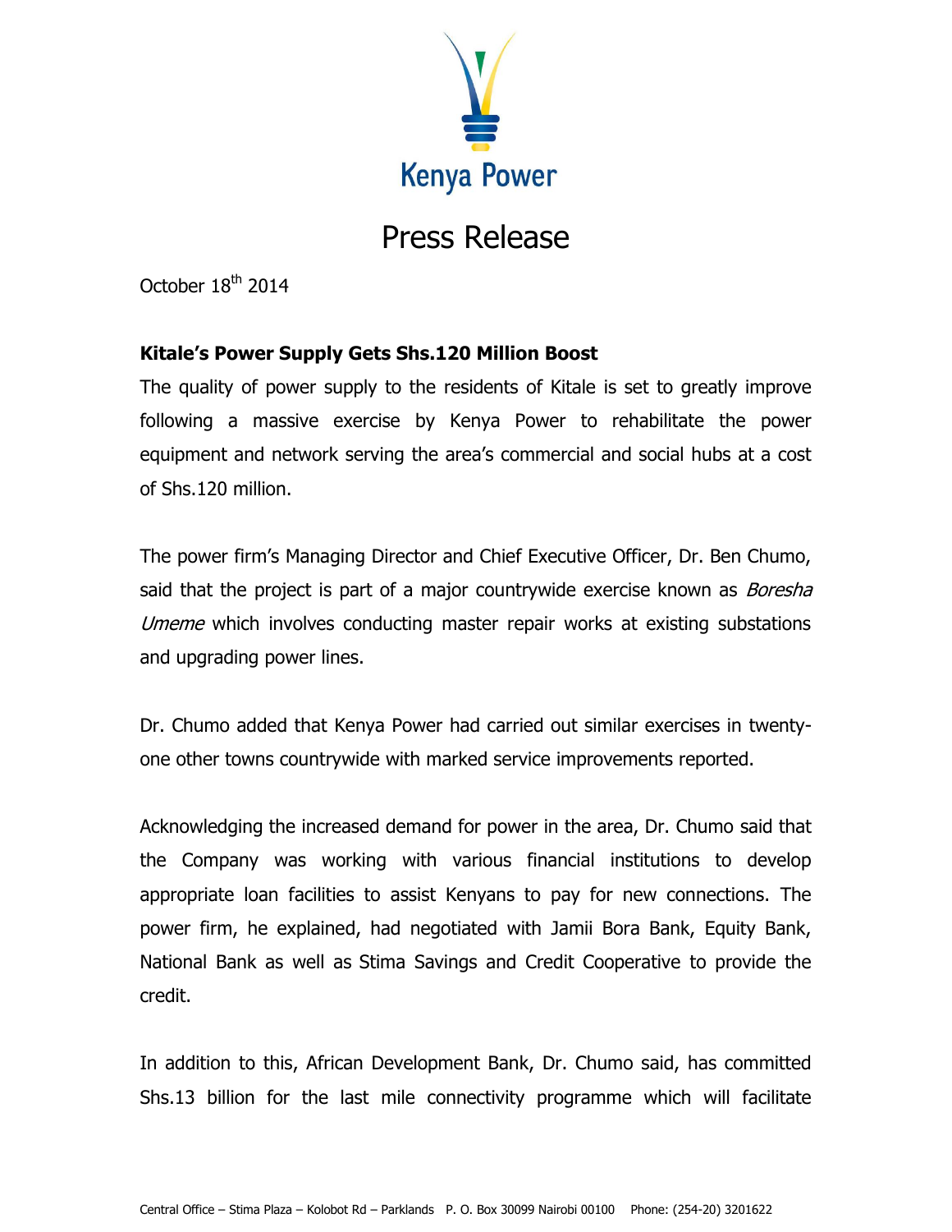Kenya Power

# Press Release

October 18th 2014

**Kitale's Power Supply Gets Shs.120 Million Boost**

The quality of power supply to the residents of Kitale is set to greatly improve following a massive exercise by Kenya Power to rehabilitate the power equipment and network serving the area's commercial and social hubs at a cost of Shs.120 million.

The power firm's Managing Director and Chief Executive Officer, Dr. Ben Chumo, said that the project is part of a major countrywide exercise known as *Boresha Umeme* which involves conducting master repair works at existing substations and upgrading power lines.

Dr. Chumo added that Kenya Power had carried out similar exercises in twenty-one other towns countrywide with marked service improvements reported.

Acknowledging the increased demand for power in the area, Dr. Chumo said that the Company was working with various financial institutions to develop appropriate loan facilities to assist Kenyans to pay for new connections. The power firm, he explained, had negotiated with Jamii Bora Bank, Equity Bank, National Bank as well as Stima Savings and Credit Cooperative to provide the credit.

In addition to this, African Development Bank, Dr. Chumo said, has committed Shs.13 billion for the last mile connectivity programme which will facilitate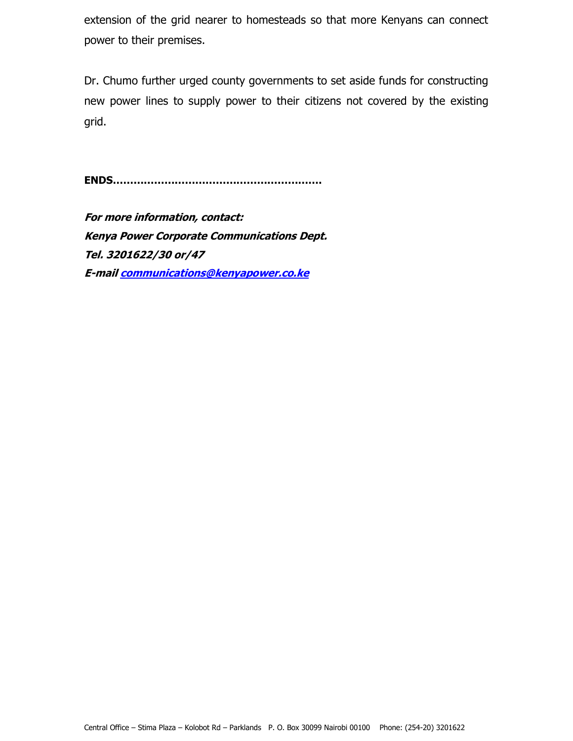extension of the grid nearer to homesteads so that more Kenyans can connect power to their premises.

Dr. Chumo further urged county governments to set aside funds for constructing new power lines to supply power to their citizens not covered by the existing grid.

**ENDS…………………………………………………**

***For more information, contact:***
***Kenya Power Corporate Communications Dept.***
***Tel. 3201622/30 or/47***
***E-mail communications@kenyapower.co.ke***

Central Office – Stima Plaza – Kolobot Rd – Parklands P. O. Box 30099 Nairobi 00100 Phone: (254-20) 3201622